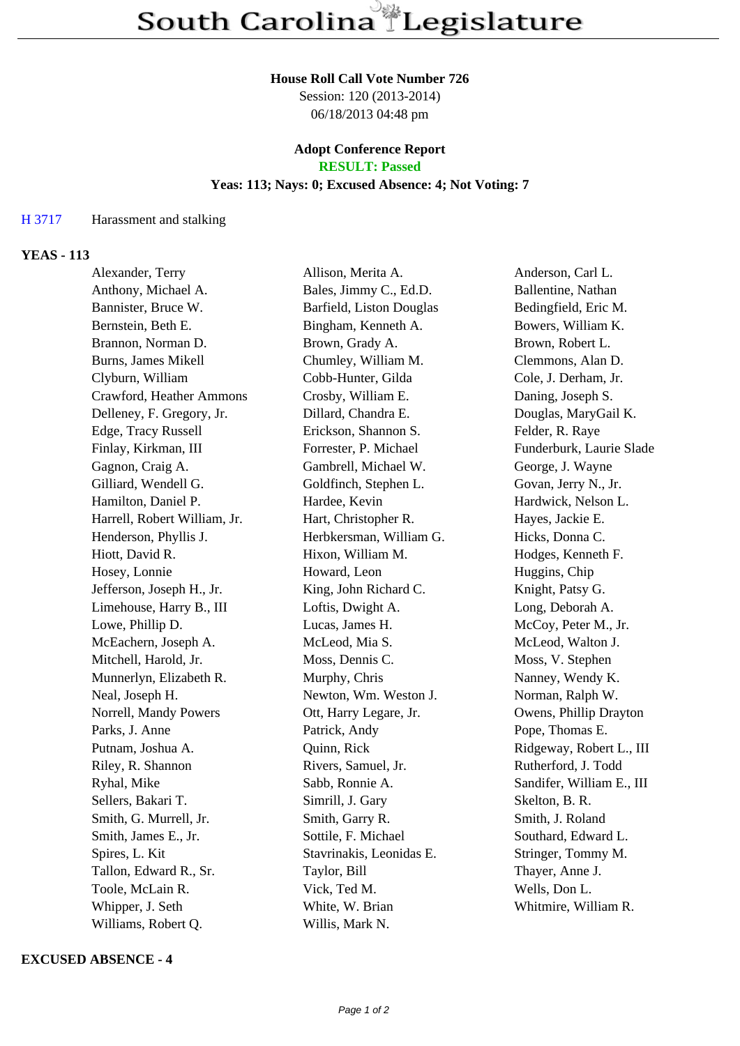# South Carolina Legislature

**House Roll Call Vote Number 726**
Session: 120 (2013-2014)
06/18/2013 04:48 pm

**Adopt Conference Report**
**RESULT: Passed**
**Yeas: 113; Nays: 0; Excused Absence: 4; Not Voting: 7**

H 3717 Harassment and stalking

**YEAS - 113**

| | | |
|---|---|---|
| Alexander, Terry | Allison, Merita A. | Anderson, Carl L. |
| Anthony, Michael A. | Bales, Jimmy C., Ed.D. | Ballentine, Nathan |
| Bannister, Bruce W. | Barfield, Liston Douglas | Bedingfield, Eric M. |
| Bernstein, Beth E. | Bingham, Kenneth A. | Bowers, William K. |
| Brannon, Norman D. | Brown, Grady A. | Brown, Robert L. |
| Burns, James Mikell | Chumley, William M. | Clemmons, Alan D. |
| Clyburn, William | Cobb-Hunter, Gilda | Cole, J. Derham, Jr. |
| Crawford, Heather Ammons | Crosby, William E. | Daning, Joseph S. |
| Delleney, F. Gregory, Jr. | Dillard, Chandra E. | Douglas, MaryGail K. |
| Edge, Tracy Russell | Erickson, Shannon S. | Felder, R. Raye |
| Finlay, Kirkman, III | Forrester, P. Michael | Funderburk, Laurie Slade |
| Gagnon, Craig A. | Gambrell, Michael W. | George, J. Wayne |
| Gilliard, Wendell G. | Goldfinch, Stephen L. | Govan, Jerry N., Jr. |
| Hamilton, Daniel P. | Hardee, Kevin | Hardwick, Nelson L. |
| Harrell, Robert William, Jr. | Hart, Christopher R. | Hayes, Jackie E. |
| Henderson, Phyllis J. | Herbkersman, William G. | Hicks, Donna C. |
| Hiott, David R. | Hixon, William M. | Hodges, Kenneth F. |
| Hosey, Lonnie | Howard, Leon | Huggins, Chip |
| Jefferson, Joseph H., Jr. | King, John Richard C. | Knight, Patsy G. |
| Limehouse, Harry B., III | Loftis, Dwight A. | Long, Deborah A. |
| Lowe, Phillip D. | Lucas, James H. | McCoy, Peter M., Jr. |
| McEachern, Joseph A. | McLeod, Mia S. | McLeod, Walton J. |
| Mitchell, Harold, Jr. | Moss, Dennis C. | Moss, V. Stephen |
| Munnerlyn, Elizabeth R. | Murphy, Chris | Nanney, Wendy K. |
| Neal, Joseph H. | Newton, Wm. Weston J. | Norman, Ralph W. |
| Norrell, Mandy Powers | Ott, Harry Legare, Jr. | Owens, Phillip Drayton |
| Parks, J. Anne | Patrick, Andy | Pope, Thomas E. |
| Putnam, Joshua A. | Quinn, Rick | Ridgeway, Robert L., III |
| Riley, R. Shannon | Rivers, Samuel, Jr. | Rutherford, J. Todd |
| Ryhal, Mike | Sabb, Ronnie A. | Sandifer, William E., III |
| Sellers, Bakari T. | Simrill, J. Gary | Skelton, B. R. |
| Smith, G. Murrell, Jr. | Smith, Garry R. | Smith, J. Roland |
| Smith, James E., Jr. | Sottile, F. Michael | Southard, Edward L. |
| Spires, L. Kit | Stavrinakis, Leonidas E. | Stringer, Tommy M. |
| Tallon, Edward R., Sr. | Taylor, Bill | Thayer, Anne J. |
| Toole, McLain R. | Vick, Ted M. | Wells, Don L. |
| Whipper, J. Seth | White, W. Brian | Whitmire, William R. |
| Williams, Robert Q. | Willis, Mark N. | |

**EXCUSED ABSENCE - 4**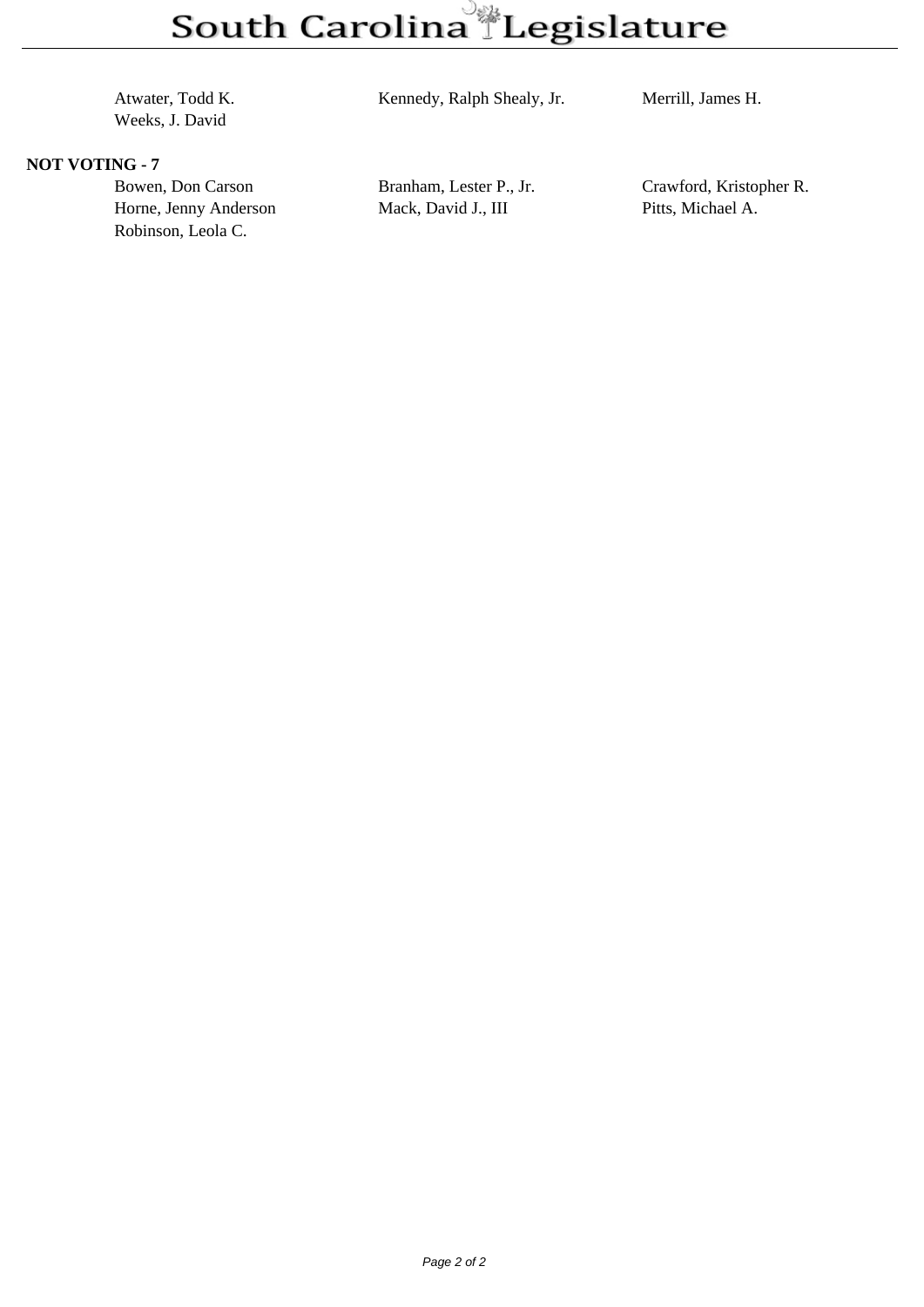Atwater, Todd K. | Kennedy, Ralph Shealy, Jr. | Merrill, James H.
Weeks, J. David

**NOT VOTING - 7**

Bowen, Don Carson | Branham, Lester P., Jr. | Crawford, Kristopher R.
Horne, Jenny Anderson | Mack, David J., III | Pitts, Michael A.
Robinson, Leola C.